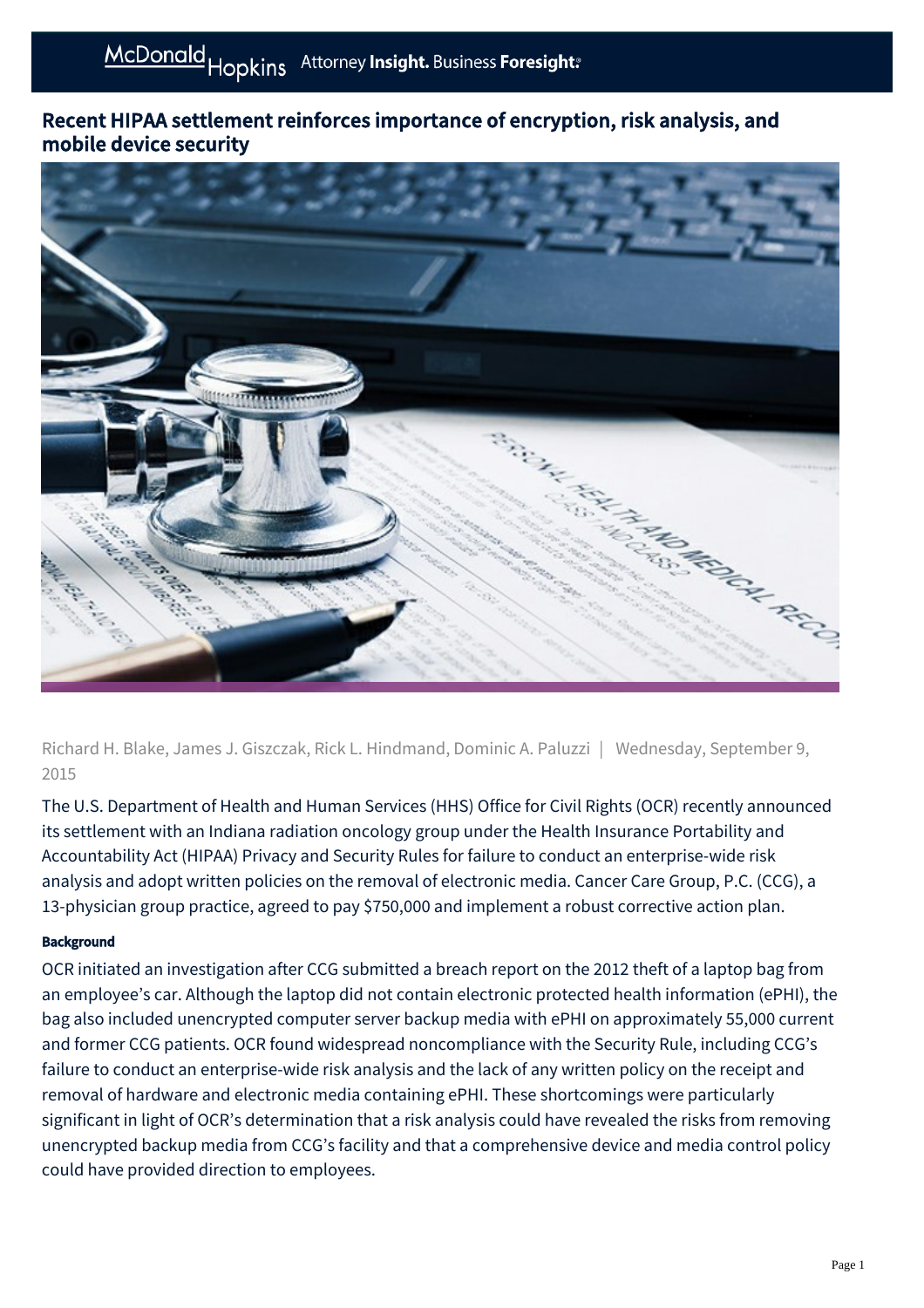# Recent HIPAA settlement reinforces importance of encryption, risk analysis, and mobile device security

Richard H. Blake, James J. Giszczak, Rick L. Hindmand, Dominic A. Paluzzi | Wednesday, September 9, 2015

The U.S. Department of Health and Human Services (HHS) Office for Civil Rights (OCR) recently announced its settlement with an Indiana radiation oncology group under the Health Insurance Portability and Accountability Act (HIPAA) Privacy and Security Rules for failure to conduct an enterprise-wide risk analysis and adopt written policies on the removal of electronic media. Cancer Care Group, P.C. (CCG), a 13-physician group practice, agreed to pay $750,000 and implement a robust corrective action plan.

## Background

OCR initiated an investigation after CCG submitted a breach report on the 2012 theft of a laptop bag from an employee's car. Although the laptop did not contain electronic protected health information (ePHI), the bag also included unencrypted computer server backup media with ePHI on approximately 55,000 current and former CCG patients. OCR found widespread noncompliance with the Security Rule, including CCG's failure to conduct an enterprise-wide risk analysis and the lack of any written policy on the receipt and removal of hardware and electronic media containing ePHI. These shortcomings were particularly significant in light of OCR's determination that a risk analysis could have revealed the risks from removing unencrypted backup media from CCG's facility and that a comprehensive device and media control policy could have provided direction to employees.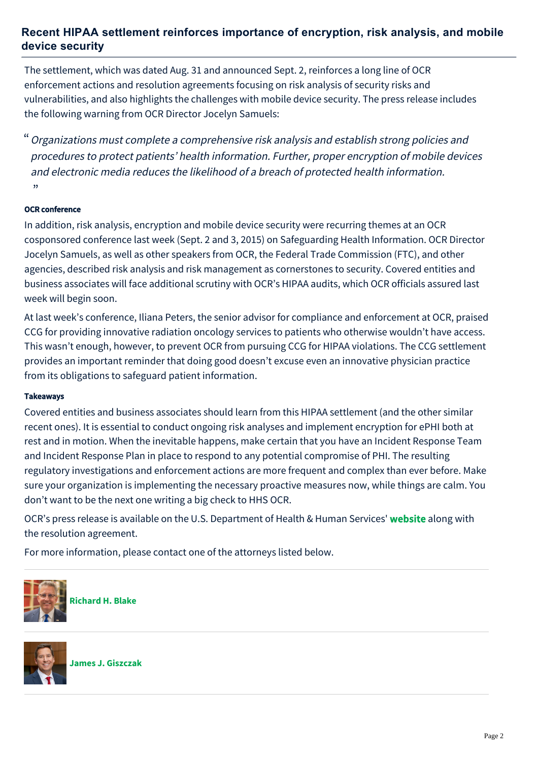## Recent HIPAA settlement reinforces importance of encryption, risk analysis, and mobile device security

The settlement, which was dated Aug. 31 and announced Sept. 2, reinforces a long line of OCR enforcement actions and resolution agreements focusing on risk analysis of security risks and vulnerabilities, and also highlights the challenges with mobile device security. The press release includes the following warning from OCR Director Jocelyn Samuels:

> “*Organizations must complete a comprehensive risk analysis and establish strong policies and procedures to protect patients’ health information. Further, proper encryption of mobile devices and electronic media reduces the likelihood of a breach of protected health information.*”

#### OCR conference

In addition, risk analysis, encryption and mobile device security were recurring themes at an OCR cosponsored conference last week (Sept. 2 and 3, 2015) on Safeguarding Health Information. OCR Director Jocelyn Samuels, as well as other speakers from OCR, the Federal Trade Commission (FTC), and other agencies, described risk analysis and risk management as cornerstones to security. Covered entities and business associates will face additional scrutiny with OCR’s HIPAA audits, which OCR officials assured last week will begin soon.

At last week’s conference, Iliana Peters, the senior advisor for compliance and enforcement at OCR, praised CCG for providing innovative radiation oncology services to patients who otherwise wouldn’t have access. This wasn’t enough, however, to prevent OCR from pursuing CCG for HIPAA violations. The CCG settlement provides an important reminder that doing good doesn’t excuse even an innovative physician practice from its obligations to safeguard patient information.

#### Takeaways

Covered entities and business associates should learn from this HIPAA settlement (and the other similar recent ones). It is essential to conduct ongoing risk analyses and implement encryption for ePHI both at rest and in motion. When the inevitable happens, make certain that you have an Incident Response Team and Incident Response Plan in place to respond to any potential compromise of PHI. The resulting regulatory investigations and enforcement actions are more frequent and complex than ever before. Make sure your organization is implementing the necessary proactive measures now, while things are calm. You don’t want to be the next one writing a big check to HHS OCR.

OCR’s press release is available on the U.S. Department of Health & Human Services' **website** along with the resolution agreement.

For more information, please contact one of the attorneys listed below.

**Richard H. Blake**

**James J. Giszczak**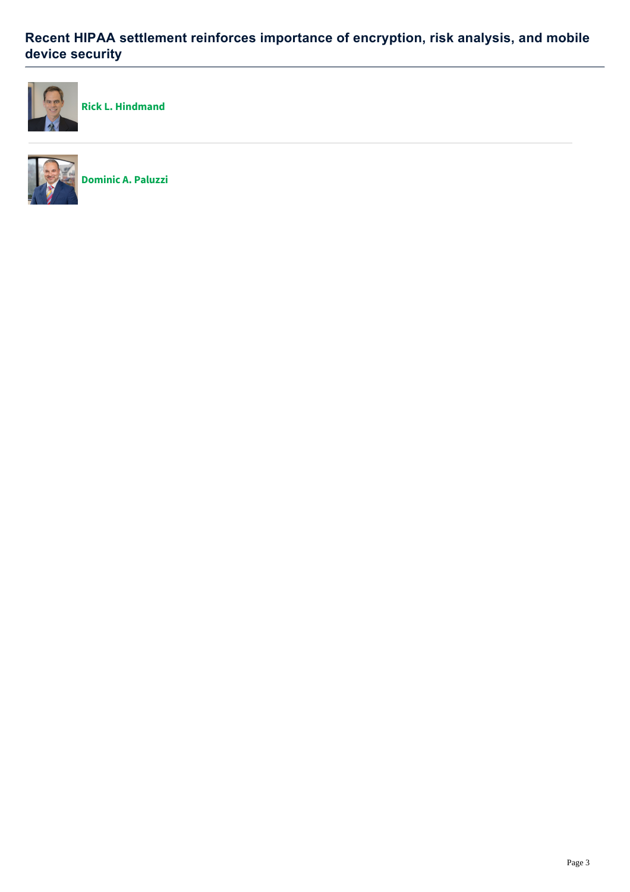**Rick L. Hindmand**

---

**Dominic A. Paluzzi**